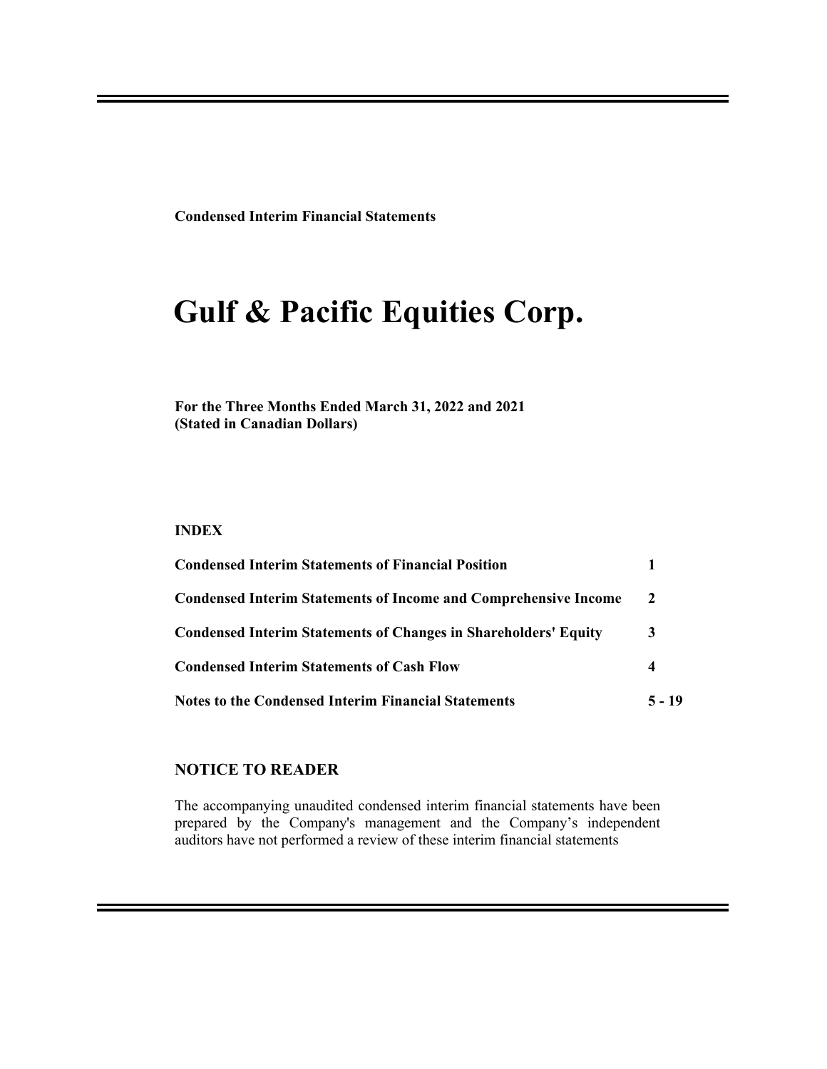**Condensed Interim Financial Statements**

# Gulf & Pacific Equities Corp.

**For the Three Months Ended March 31, 2022 and 2021**
**(Stated in Canadian Dollars)**

**INDEX**

| | |
|---|---|
| **Condensed Interim Statements of Financial Position** | **1** |
| **Condensed Interim Statements of Income and Comprehensive Income** | **2** |
| **Condensed Interim Statements of Changes in Shareholders' Equity** | **3** |
| **Condensed Interim Statements of Cash Flow** | **4** |
| **Notes to the Condensed Interim Financial Statements** | **5 - 19** |

## NOTICE TO READER

The accompanying unaudited condensed interim financial statements have been prepared by the Company's management and the Company's independent auditors have not performed a review of these interim financial statements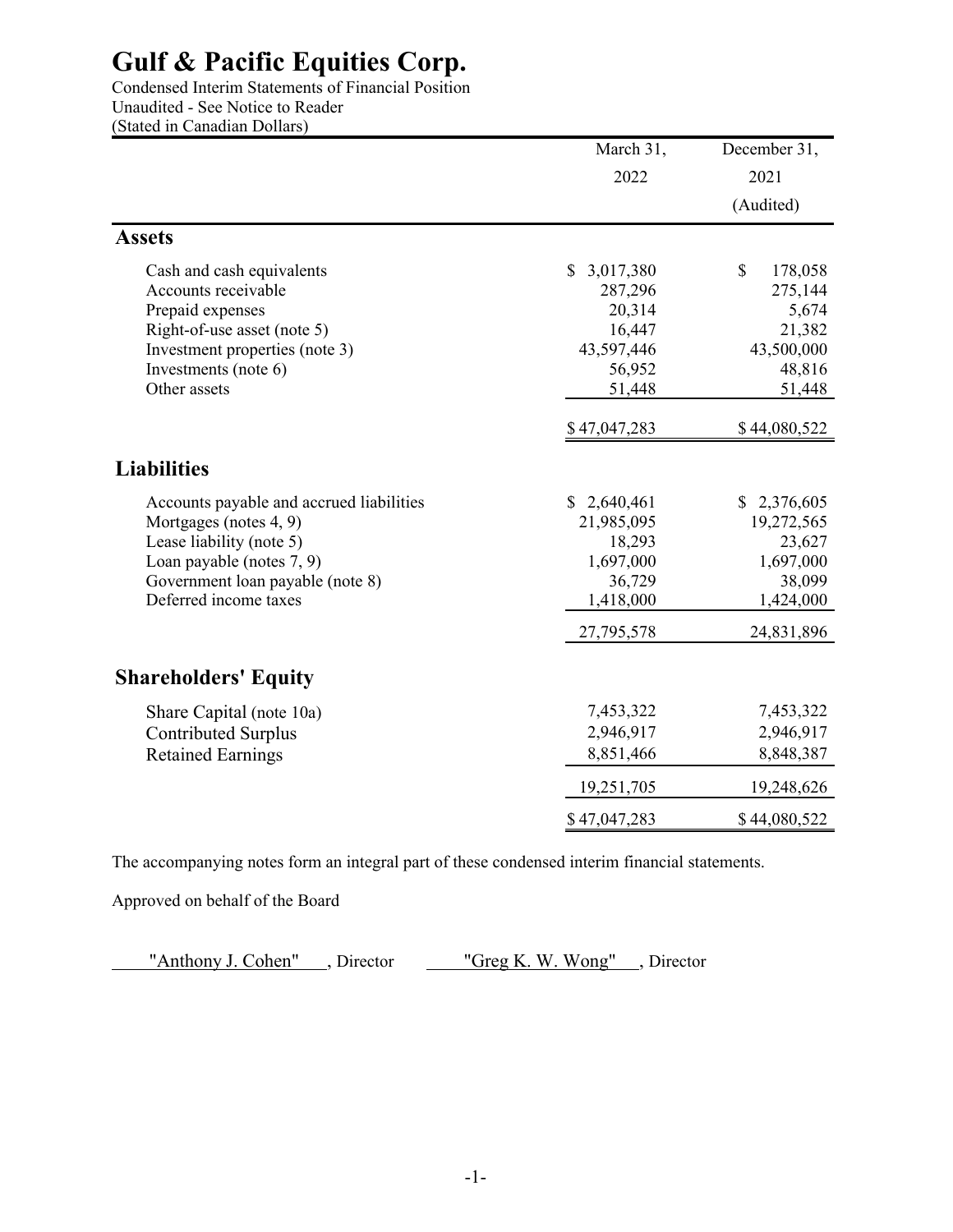# Gulf & Pacific Equities Corp.

Condensed Interim Statements of Financial Position
Unaudited - See Notice to Reader
(Stated in Canadian Dollars)

| | March 31, 2022 | December 31, 2021 (Audited) |
|---|---|---|
| **Assets** | | |
| Cash and cash equivalents | $ 3,017,380 | $ 178,058 |
| Accounts receivable | 287,296 | 275,144 |
| Prepaid expenses | 20,314 | 5,674 |
| Right-of-use asset (note 5) | 16,447 | 21,382 |
| Investment properties (note 3) | 43,597,446 | 43,500,000 |
| Investments (note 6) | 56,952 | 48,816 |
| Other assets | 51,448 | 51,448 |
| | $ 47,047,283 | $ 44,080,522 |
| **Liabilities** | | |
| Accounts payable and accrued liabilities | $ 2,640,461 | $ 2,376,605 |
| Mortgages (notes 4, 9) | 21,985,095 | 19,272,565 |
| Lease liability (note 5) | 18,293 | 23,627 |
| Loan payable (notes 7, 9) | 1,697,000 | 1,697,000 |
| Government loan payable (note 8) | 36,729 | 38,099 |
| Deferred income taxes | 1,418,000 | 1,424,000 |
| | 27,795,578 | 24,831,896 |
| **Shareholders' Equity** | | |
| Share Capital (note 10a) | 7,453,322 | 7,453,322 |
| Contributed Surplus | 2,946,917 | 2,946,917 |
| Retained Earnings | 8,851,466 | 8,848,387 |
| | 19,251,705 | 19,248,626 |
| | $ 47,047,283 | $ 44,080,522 |

The accompanying notes form an integral part of these condensed interim financial statements.

Approved on behalf of the Board

"Anthony J. Cohen", Director "Greg K. W. Wong", Director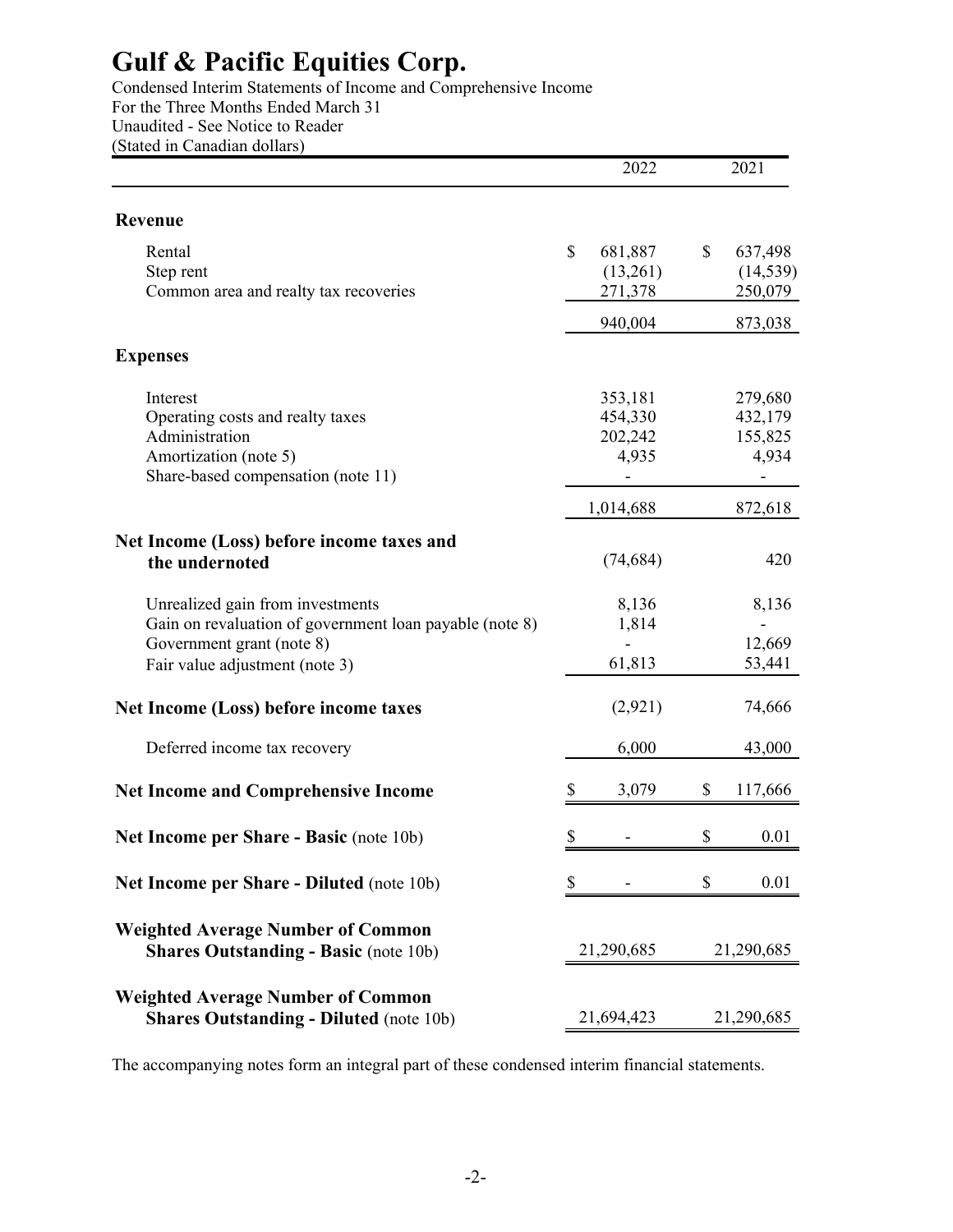# Gulf & Pacific Equities Corp.

Condensed Interim Statements of Income and Comprehensive Income
For the Three Months Ended March 31
Unaudited - See Notice to Reader
(Stated in Canadian dollars)

| | 2022 | 2021 |
|---|---|---|
| **Revenue** | | |
| Rental | $ 681,887 | $ 637,498 |
| Step rent | (13,261) | (14,539) |
| Common area and realty tax recoveries | 271,378 | 250,079 |
| | 940,004 | 873,038 |
| **Expenses** | | |
| Interest | 353,181 | 279,680 |
| Operating costs and realty taxes | 454,330 | 432,179 |
| Administration | 202,242 | 155,825 |
| Amortization (note 5) | 4,935 | 4,934 |
| Share-based compensation (note 11) | - | - |
| | 1,014,688 | 872,618 |
| **Net Income (Loss) before income taxes and the undernoted** | (74,684) | 420 |
| Unrealized gain from investments | 8,136 | 8,136 |
| Gain on revaluation of government loan payable (note 8) | 1,814 | - |
| Government grant (note 8) | - | 12,669 |
| Fair value adjustment (note 3) | 61,813 | 53,441 |
| **Net Income (Loss) before income taxes** | (2,921) | 74,666 |
| Deferred income tax recovery | 6,000 | 43,000 |
| **Net Income and Comprehensive Income** | $ 3,079 | $ 117,666 |
| **Net Income per Share - Basic** (note 10b) | $ - | $ 0.01 |
| **Net Income per Share - Diluted** (note 10b) | $ - | $ 0.01 |
| **Weighted Average Number of Common Shares Outstanding - Basic** (note 10b) | 21,290,685 | 21,290,685 |
| **Weighted Average Number of Common Shares Outstanding - Diluted** (note 10b) | 21,694,423 | 21,290,685 |

The accompanying notes form an integral part of these condensed interim financial statements.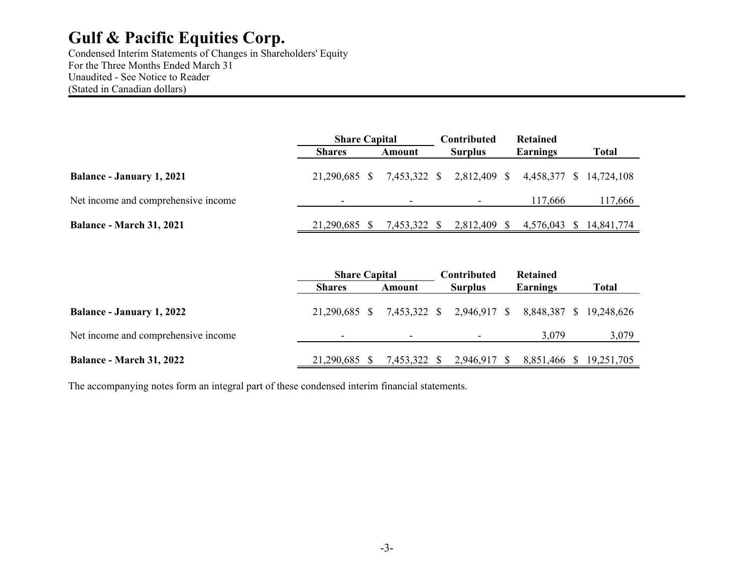# Gulf & Pacific Equities Corp.

Condensed Interim Statements of Changes in Shareholders' Equity
For the Three Months Ended March 31
Unaudited - See Notice to Reader
(Stated in Canadian dollars)

| | Share Capital | | Contributed | Retained | |
|---|---|---|---|---|---|
| | **Shares** | **Amount** | **Surplus** | **Earnings** | **Total** |
| **Balance - January 1, 2021** | 21,290,685 | $ 7,453,322 | $ 2,812,409 | $ 4,458,377 | $ 14,724,108 |
| Net income and comprehensive income | - | - | - | 117,666 | 117,666 |
| **Balance - March 31, 2021** | 21,290,685 | $ 7,453,322 | $ 2,812,409 | $ 4,576,043 | $ 14,841,774 |

| | Share Capital | | Contributed | Retained | |
|---|---|---|---|---|---|
| | **Shares** | **Amount** | **Surplus** | **Earnings** | **Total** |
| **Balance - January 1, 2022** | 21,290,685 | $ 7,453,322 | $ 2,946,917 | $ 8,848,387 | $ 19,248,626 |
| Net income and comprehensive income | - | - | - | 3,079 | 3,079 |
| **Balance - March 31, 2022** | 21,290,685 | $ 7,453,322 | $ 2,946,917 | $ 8,851,466 | $ 19,251,705 |

The accompanying notes form an integral part of these condensed interim financial statements.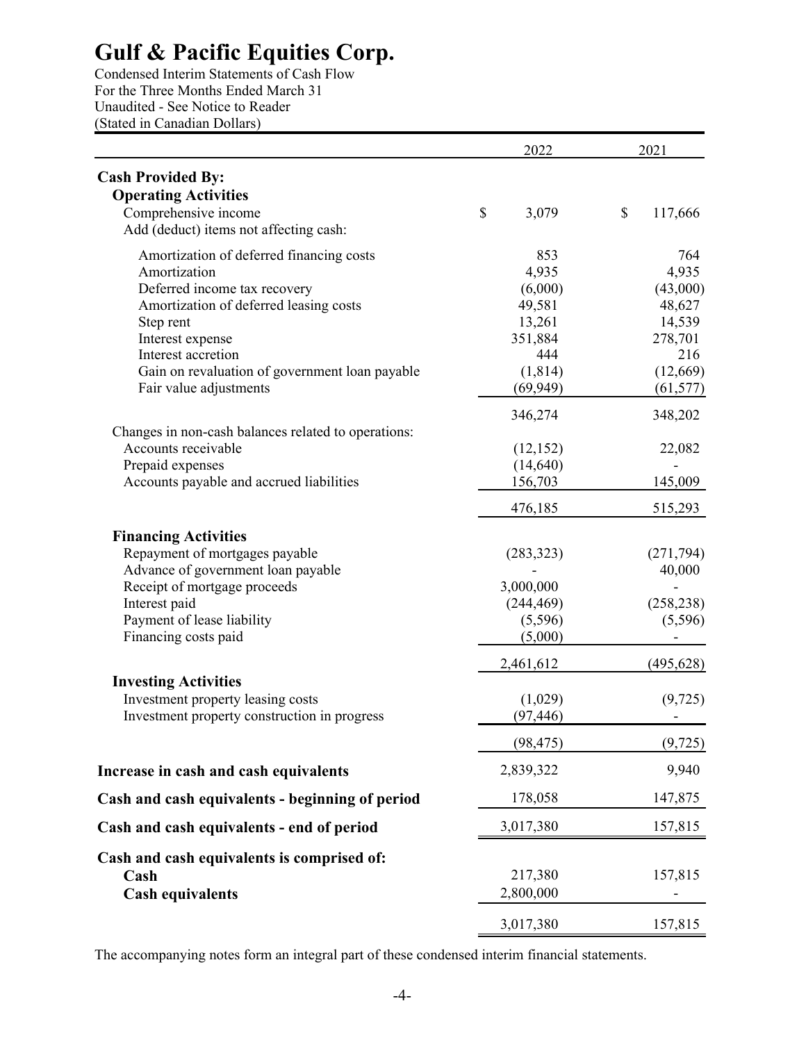# Gulf & Pacific Equities Corp.

Condensed Interim Statements of Cash Flow
For the Three Months Ended March 31
Unaudited - See Notice to Reader
(Stated in Canadian Dollars)

| | 2022 | 2021 |
|---|---|---|
| **Cash Provided By:** | | |
| **Operating Activities** | | |
| Comprehensive income | $ 3,079 | $ 117,666 |
| Add (deduct) items not affecting cash: | | |
| Amortization of deferred financing costs | 853 | 764 |
| Amortization | 4,935 | 4,935 |
| Deferred income tax recovery | (6,000) | (43,000) |
| Amortization of deferred leasing costs | 49,581 | 48,627 |
| Step rent | 13,261 | 14,539 |
| Interest expense | 351,884 | 278,701 |
| Interest accretion | 444 | 216 |
| Gain on revaluation of government loan payable | (1,814) | (12,669) |
| Fair value adjustments | (69,949) | (61,577) |
| | 346,274 | 348,202 |
| Changes in non-cash balances related to operations: | | |
| Accounts receivable | (12,152) | 22,082 |
| Prepaid expenses | (14,640) | - |
| Accounts payable and accrued liabilities | 156,703 | 145,009 |
| | 476,185 | 515,293 |
| **Financing Activities** | | |
| Repayment of mortgages payable | (283,323) | (271,794) |
| Advance of government loan payable | - | 40,000 |
| Receipt of mortgage proceeds | 3,000,000 | - |
| Interest paid | (244,469) | (258,238) |
| Payment of lease liability | (5,596) | (5,596) |
| Financing costs paid | (5,000) | - |
| | 2,461,612 | (495,628) |
| **Investing Activities** | | |
| Investment property leasing costs | (1,029) | (9,725) |
| Investment property construction in progress | (97,446) | - |
| | (98,475) | (9,725) |
| **Increase in cash and cash equivalents** | 2,839,322 | 9,940 |
| **Cash and cash equivalents - beginning of period** | 178,058 | 147,875 |
| **Cash and cash equivalents - end of period** | 3,017,380 | 157,815 |
| **Cash and cash equivalents is comprised of:** | | |
| **Cash** | 217,380 | 157,815 |
| **Cash equivalents** | 2,800,000 | - |
| | 3,017,380 | 157,815 |

The accompanying notes form an integral part of these condensed interim financial statements.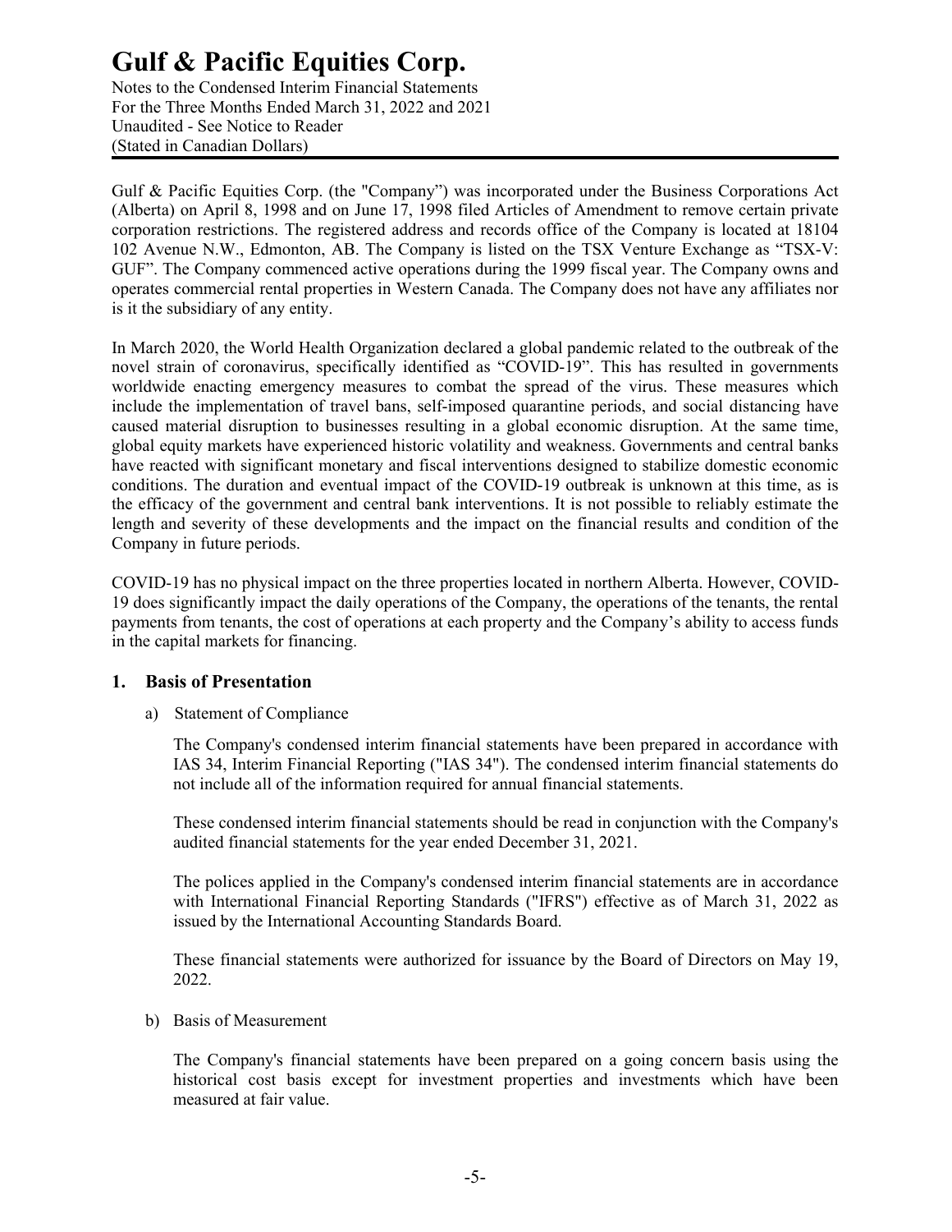Gulf & Pacific Equities Corp. (the "Company") was incorporated under the Business Corporations Act (Alberta) on April 8, 1998 and on June 17, 1998 filed Articles of Amendment to remove certain private corporation restrictions. The registered address and records office of the Company is located at 18104 102 Avenue N.W., Edmonton, AB. The Company is listed on the TSX Venture Exchange as "TSX-V: GUF". The Company commenced active operations during the 1999 fiscal year. The Company owns and operates commercial rental properties in Western Canada. The Company does not have any affiliates nor is it the subsidiary of any entity.

In March 2020, the World Health Organization declared a global pandemic related to the outbreak of the novel strain of coronavirus, specifically identified as "COVID-19". This has resulted in governments worldwide enacting emergency measures to combat the spread of the virus. These measures which include the implementation of travel bans, self-imposed quarantine periods, and social distancing have caused material disruption to businesses resulting in a global economic disruption. At the same time, global equity markets have experienced historic volatility and weakness. Governments and central banks have reacted with significant monetary and fiscal interventions designed to stabilize domestic economic conditions. The duration and eventual impact of the COVID-19 outbreak is unknown at this time, as is the efficacy of the government and central bank interventions. It is not possible to reliably estimate the length and severity of these developments and the impact on the financial results and condition of the Company in future periods.

COVID-19 has no physical impact on the three properties located in northern Alberta. However, COVID-19 does significantly impact the daily operations of the Company, the operations of the tenants, the rental payments from tenants, the cost of operations at each property and the Company's ability to access funds in the capital markets for financing.

## 1. Basis of Presentation

a) Statement of Compliance

The Company's condensed interim financial statements have been prepared in accordance with IAS 34, Interim Financial Reporting ("IAS 34"). The condensed interim financial statements do not include all of the information required for annual financial statements.

These condensed interim financial statements should be read in conjunction with the Company's audited financial statements for the year ended December 31, 2021.

The polices applied in the Company's condensed interim financial statements are in accordance with International Financial Reporting Standards ("IFRS") effective as of March 31, 2022 as issued by the International Accounting Standards Board.

These financial statements were authorized for issuance by the Board of Directors on May 19, 2022.

b) Basis of Measurement

The Company's financial statements have been prepared on a going concern basis using the historical cost basis except for investment properties and investments which have been measured at fair value.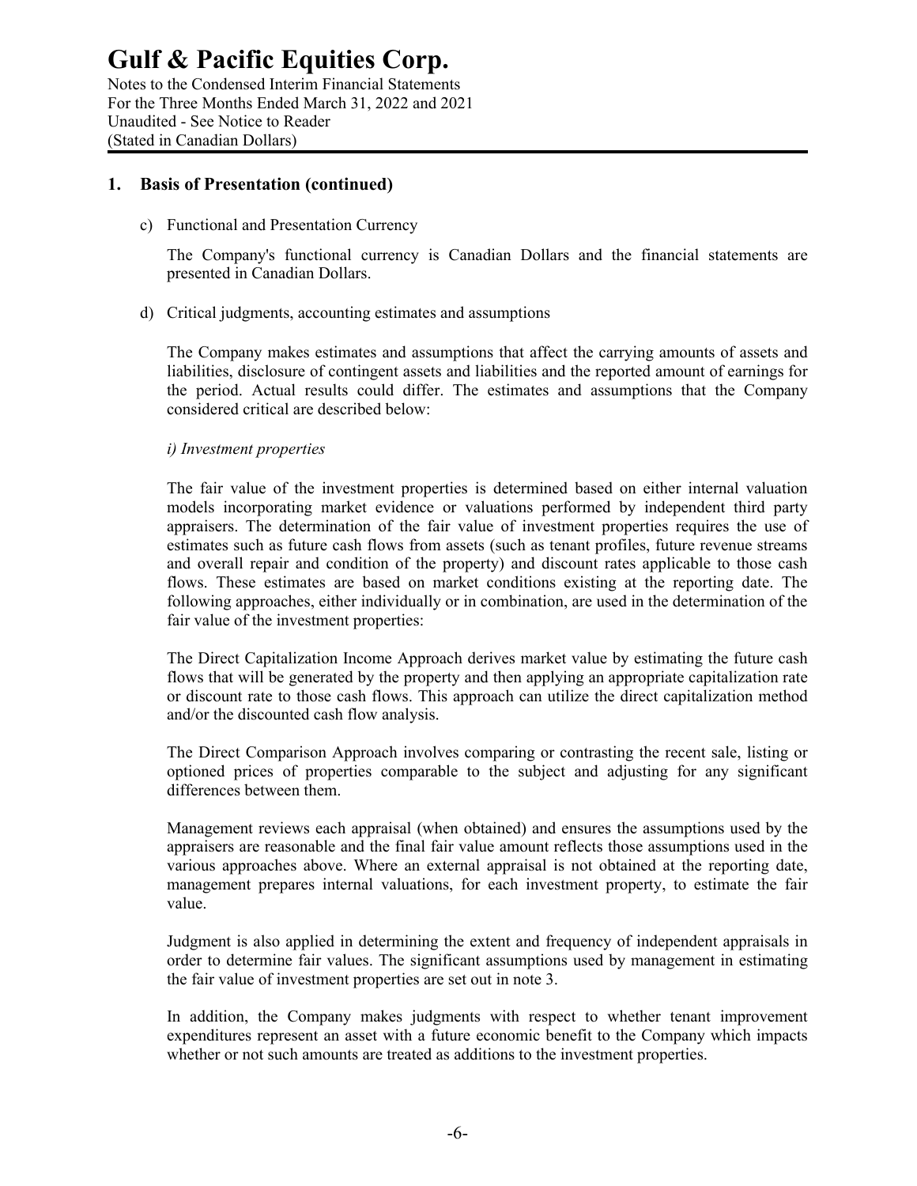## 1. Basis of Presentation (continued)

c) Functional and Presentation Currency

The Company's functional currency is Canadian Dollars and the financial statements are presented in Canadian Dollars.

d) Critical judgments, accounting estimates and assumptions

The Company makes estimates and assumptions that affect the carrying amounts of assets and liabilities, disclosure of contingent assets and liabilities and the reported amount of earnings for the period. Actual results could differ. The estimates and assumptions that the Company considered critical are described below:

*i) Investment properties*

The fair value of the investment properties is determined based on either internal valuation models incorporating market evidence or valuations performed by independent third party appraisers. The determination of the fair value of investment properties requires the use of estimates such as future cash flows from assets (such as tenant profiles, future revenue streams and overall repair and condition of the property) and discount rates applicable to those cash flows. These estimates are based on market conditions existing at the reporting date. The following approaches, either individually or in combination, are used in the determination of the fair value of the investment properties:

The Direct Capitalization Income Approach derives market value by estimating the future cash flows that will be generated by the property and then applying an appropriate capitalization rate or discount rate to those cash flows. This approach can utilize the direct capitalization method and/or the discounted cash flow analysis.

The Direct Comparison Approach involves comparing or contrasting the recent sale, listing or optioned prices of properties comparable to the subject and adjusting for any significant differences between them.

Management reviews each appraisal (when obtained) and ensures the assumptions used by the appraisers are reasonable and the final fair value amount reflects those assumptions used in the various approaches above. Where an external appraisal is not obtained at the reporting date, management prepares internal valuations, for each investment property, to estimate the fair value.

Judgment is also applied in determining the extent and frequency of independent appraisals in order to determine fair values. The significant assumptions used by management in estimating the fair value of investment properties are set out in note 3.

In addition, the Company makes judgments with respect to whether tenant improvement expenditures represent an asset with a future economic benefit to the Company which impacts whether or not such amounts are treated as additions to the investment properties.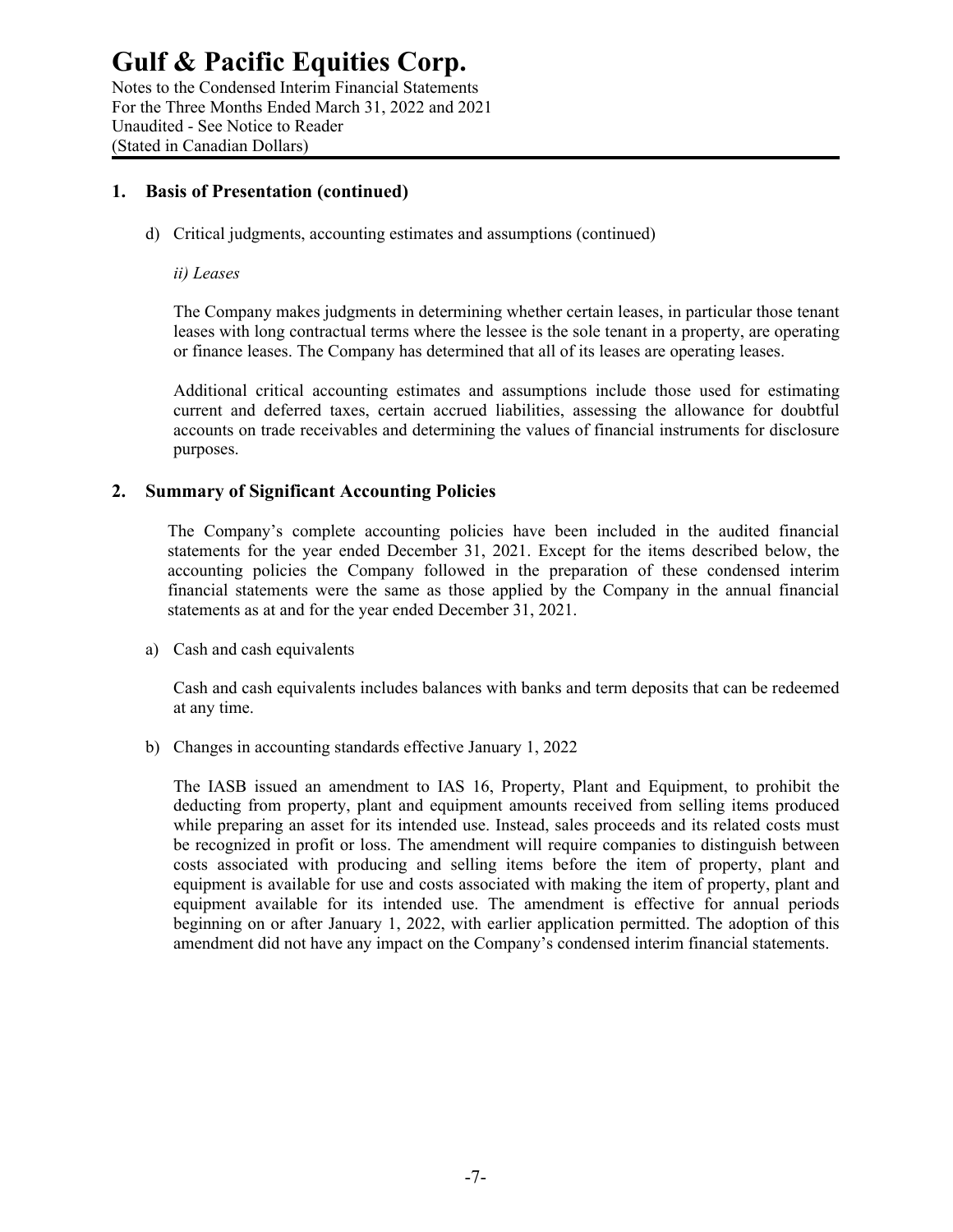## 1. Basis of Presentation (continued)

d) Critical judgments, accounting estimates and assumptions (continued)

*ii) Leases*

The Company makes judgments in determining whether certain leases, in particular those tenant leases with long contractual terms where the lessee is the sole tenant in a property, are operating or finance leases. The Company has determined that all of its leases are operating leases.

Additional critical accounting estimates and assumptions include those used for estimating current and deferred taxes, certain accrued liabilities, assessing the allowance for doubtful accounts on trade receivables and determining the values of financial instruments for disclosure purposes.

## 2. Summary of Significant Accounting Policies

The Company's complete accounting policies have been included in the audited financial statements for the year ended December 31, 2021. Except for the items described below, the accounting policies the Company followed in the preparation of these condensed interim financial statements were the same as those applied by the Company in the annual financial statements as at and for the year ended December 31, 2021.

a) Cash and cash equivalents

Cash and cash equivalents includes balances with banks and term deposits that can be redeemed at any time.

b) Changes in accounting standards effective January 1, 2022

The IASB issued an amendment to IAS 16, Property, Plant and Equipment, to prohibit the deducting from property, plant and equipment amounts received from selling items produced while preparing an asset for its intended use. Instead, sales proceeds and its related costs must be recognized in profit or loss. The amendment will require companies to distinguish between costs associated with producing and selling items before the item of property, plant and equipment is available for use and costs associated with making the item of property, plant and equipment available for its intended use. The amendment is effective for annual periods beginning on or after January 1, 2022, with earlier application permitted. The adoption of this amendment did not have any impact on the Company's condensed interim financial statements.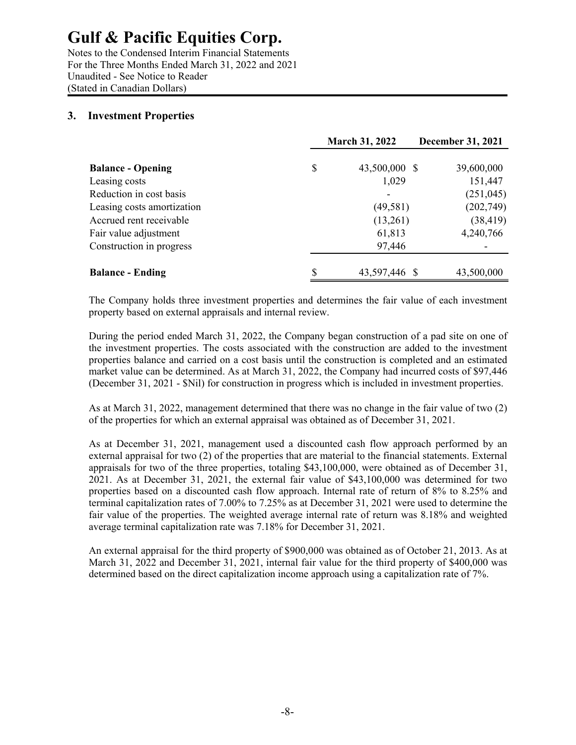# Gulf & Pacific Equities Corp.

Notes to the Condensed Interim Financial Statements
For the Three Months Ended March 31, 2022 and 2021
Unaudited - See Notice to Reader
(Stated in Canadian Dollars)

## 3. Investment Properties

| | March 31, 2022 | December 31, 2021 |
|---|---|---|
| **Balance - Opening** | $ 43,500,000 | $ 39,600,000 |
| Leasing costs | 1,029 | 151,447 |
| Reduction in cost basis | - | (251,045) |
| Leasing costs amortization | (49,581) | (202,749) |
| Accrued rent receivable | (13,261) | (38,419) |
| Fair value adjustment | 61,813 | 4,240,766 |
| Construction in progress | 97,446 | - |
| **Balance - Ending** | $ 43,597,446 | $ 43,500,000 |

The Company holds three investment properties and determines the fair value of each investment property based on external appraisals and internal review.

During the period ended March 31, 2022, the Company began construction of a pad site on one of the investment properties. The costs associated with the construction are added to the investment properties balance and carried on a cost basis until the construction is completed and an estimated market value can be determined. As at March 31, 2022, the Company had incurred costs of $97,446 (December 31, 2021 - $Nil) for construction in progress which is included in investment properties.

As at March 31, 2022, management determined that there was no change in the fair value of two (2) of the properties for which an external appraisal was obtained as of December 31, 2021.

As at December 31, 2021, management used a discounted cash flow approach performed by an external appraisal for two (2) of the properties that are material to the financial statements. External appraisals for two of the three properties, totaling $43,100,000, were obtained as of December 31, 2021. As at December 31, 2021, the external fair value of $43,100,000 was determined for two properties based on a discounted cash flow approach. Internal rate of return of 8% to 8.25% and terminal capitalization rates of 7.00% to 7.25% as at December 31, 2021 were used to determine the fair value of the properties. The weighted average internal rate of return was 8.18% and weighted average terminal capitalization rate was 7.18% for December 31, 2021.

An external appraisal for the third property of $900,000 was obtained as of October 21, 2013. As at March 31, 2022 and December 31, 2021, internal fair value for the third property of $400,000 was determined based on the direct capitalization income approach using a capitalization rate of 7%.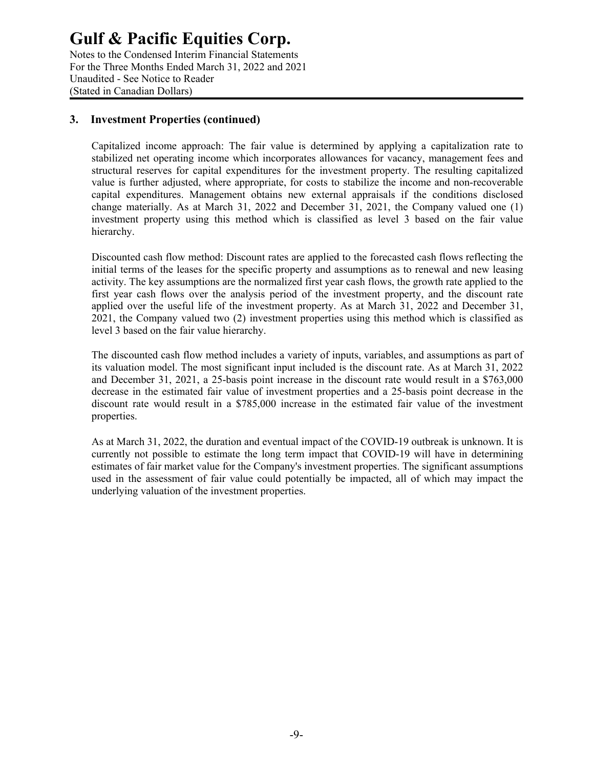## 3. Investment Properties (continued)

Capitalized income approach: The fair value is determined by applying a capitalization rate to stabilized net operating income which incorporates allowances for vacancy, management fees and structural reserves for capital expenditures for the investment property. The resulting capitalized value is further adjusted, where appropriate, for costs to stabilize the income and non-recoverable capital expenditures. Management obtains new external appraisals if the conditions disclosed change materially. As at March 31, 2022 and December 31, 2021, the Company valued one (1) investment property using this method which is classified as level 3 based on the fair value hierarchy.

Discounted cash flow method: Discount rates are applied to the forecasted cash flows reflecting the initial terms of the leases for the specific property and assumptions as to renewal and new leasing activity. The key assumptions are the normalized first year cash flows, the growth rate applied to the first year cash flows over the analysis period of the investment property, and the discount rate applied over the useful life of the investment property. As at March 31, 2022 and December 31, 2021, the Company valued two (2) investment properties using this method which is classified as level 3 based on the fair value hierarchy.

The discounted cash flow method includes a variety of inputs, variables, and assumptions as part of its valuation model. The most significant input included is the discount rate. As at March 31, 2022 and December 31, 2021, a 25-basis point increase in the discount rate would result in a $763,000 decrease in the estimated fair value of investment properties and a 25-basis point decrease in the discount rate would result in a $785,000 increase in the estimated fair value of the investment properties.

As at March 31, 2022, the duration and eventual impact of the COVID-19 outbreak is unknown. It is currently not possible to estimate the long term impact that COVID-19 will have in determining estimates of fair market value for the Company's investment properties. The significant assumptions used in the assessment of fair value could potentially be impacted, all of which may impact the underlying valuation of the investment properties.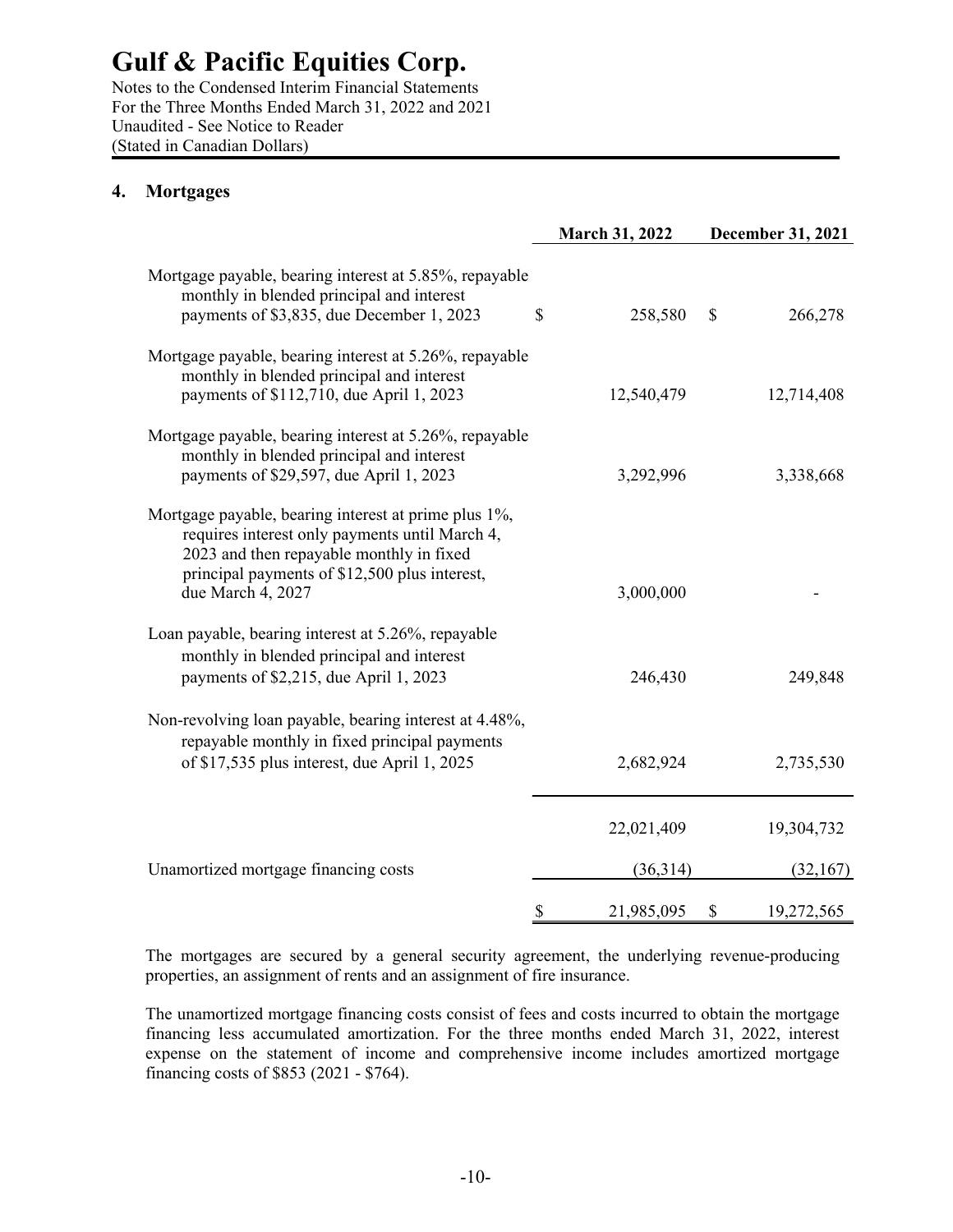# Gulf & Pacific Equities Corp.

Notes to the Condensed Interim Financial Statements
For the Three Months Ended March 31, 2022 and 2021
Unaudited - See Notice to Reader
(Stated in Canadian Dollars)

## 4. Mortgages

| | March 31, 2022 | December 31, 2021 |
|---|---|---|
| Mortgage payable, bearing interest at 5.85%, repayable monthly in blended principal and interest payments of $3,835, due December 1, 2023 | $ 258,580 | $ 266,278 |
| Mortgage payable, bearing interest at 5.26%, repayable monthly in blended principal and interest payments of $112,710, due April 1, 2023 | 12,540,479 | 12,714,408 |
| Mortgage payable, bearing interest at 5.26%, repayable monthly in blended principal and interest payments of $29,597, due April 1, 2023 | 3,292,996 | 3,338,668 |
| Mortgage payable, bearing interest at prime plus 1%, requires interest only payments until March 4, 2023 and then repayable monthly in fixed principal payments of $12,500 plus interest, due March 4, 2027 | 3,000,000 | - |
| Loan payable, bearing interest at 5.26%, repayable monthly in blended principal and interest payments of $2,215, due April 1, 2023 | 246,430 | 249,848 |
| Non-revolving loan payable, bearing interest at 4.48%, repayable monthly in fixed principal payments of $17,535 plus interest, due April 1, 2025 | 2,682,924 | 2,735,530 |
| | 22,021,409 | 19,304,732 |
| Unamortized mortgage financing costs | (36,314) | (32,167) |
| | $ 21,985,095 | $ 19,272,565 |

The mortgages are secured by a general security agreement, the underlying revenue-producing properties, an assignment of rents and an assignment of fire insurance.

The unamortized mortgage financing costs consist of fees and costs incurred to obtain the mortgage financing less accumulated amortization. For the three months ended March 31, 2022, interest expense on the statement of income and comprehensive income includes amortized mortgage financing costs of $853 (2021 - $764).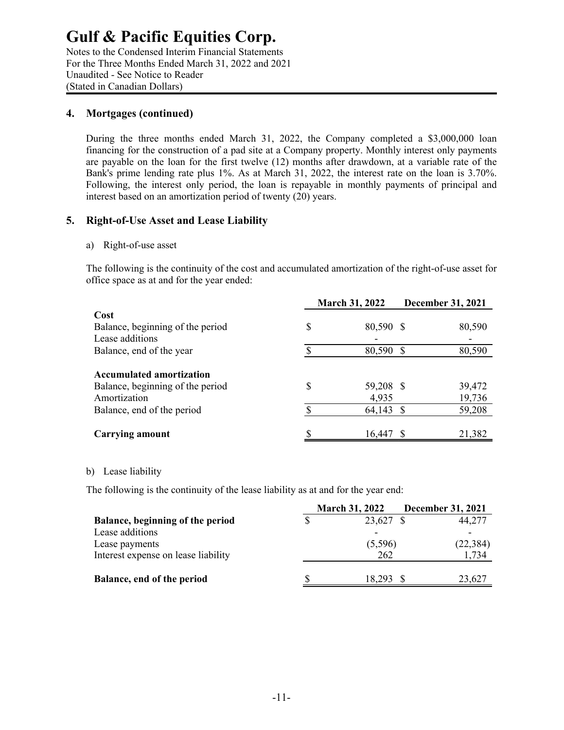## 4. Mortgages (continued)

During the three months ended March 31, 2022, the Company completed a $3,000,000 loan financing for the construction of a pad site at a Company property. Monthly interest only payments are payable on the loan for the first twelve (12) months after drawdown, at a variable rate of the Bank's prime lending rate plus 1%. As at March 31, 2022, the interest rate on the loan is 3.70%. Following, the interest only period, the loan is repayable in monthly payments of principal and interest based on an amortization period of twenty (20) years.

## 5. Right-of-Use Asset and Lease Liability

a) Right-of-use asset

The following is the continuity of the cost and accumulated amortization of the right-of-use asset for office space as at and for the year ended:

| | March 31, 2022 | December 31, 2021 |
|---|---|---|
| **Cost** | | |
| Balance, beginning of the period | $ 80,590 | $ 80,590 |
| Lease additions | - | - |
| Balance, end of the year | $ 80,590 | $ 80,590 |
| **Accumulated amortization** | | |
| Balance, beginning of the period | $ 59,208 | $ 39,472 |
| Amortization | 4,935 | 19,736 |
| Balance, end of the period | $ 64,143 | $ 59,208 |
| **Carrying amount** | $ 16,447 | $ 21,382 |

b) Lease liability

The following is the continuity of the lease liability as at and for the year end:

| | March 31, 2022 | December 31, 2021 |
|---|---|---|
| **Balance, beginning of the period** | $ 23,627 | $ 44,277 |
| Lease additions | - | - |
| Lease payments | (5,596) | (22,384) |
| Interest expense on lease liability | 262 | 1,734 |
| **Balance, end of the period** | $ 18,293 | $ 23,627 |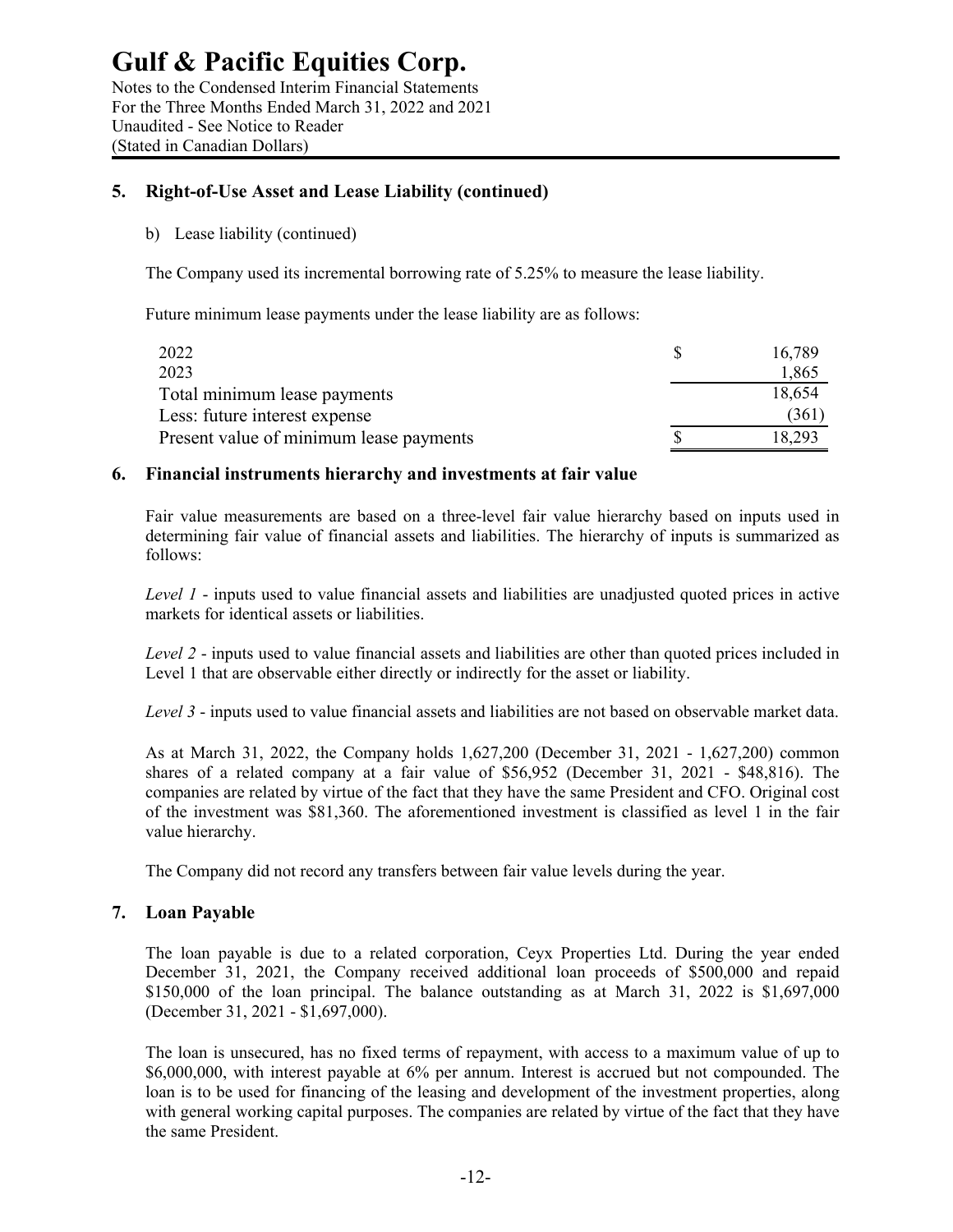## 5. Right-of-Use Asset and Lease Liability (continued)

b) Lease liability (continued)

The Company used its incremental borrowing rate of 5.25% to measure the lease liability.

Future minimum lease payments under the lease liability are as follows:

| | | |
|---|---|---|
| 2022 | $ | 16,789 |
| 2023 | | 1,865 |
| Total minimum lease payments | | 18,654 |
| Less: future interest expense | | (361) |
| Present value of minimum lease payments | $ | 18,293 |

## 6. Financial instruments hierarchy and investments at fair value

Fair value measurements are based on a three-level fair value hierarchy based on inputs used in determining fair value of financial assets and liabilities. The hierarchy of inputs is summarized as follows:

*Level 1* - inputs used to value financial assets and liabilities are unadjusted quoted prices in active markets for identical assets or liabilities.

*Level 2* - inputs used to value financial assets and liabilities are other than quoted prices included in Level 1 that are observable either directly or indirectly for the asset or liability.

*Level 3* - inputs used to value financial assets and liabilities are not based on observable market data.

As at March 31, 2022, the Company holds 1,627,200 (December 31, 2021 - 1,627,200) common shares of a related company at a fair value of $56,952 (December 31, 2021 - $48,816). The companies are related by virtue of the fact that they have the same President and CFO. Original cost of the investment was $81,360. The aforementioned investment is classified as level 1 in the fair value hierarchy.

The Company did not record any transfers between fair value levels during the year.

## 7. Loan Payable

The loan payable is due to a related corporation, Ceyx Properties Ltd. During the year ended December 31, 2021, the Company received additional loan proceeds of $500,000 and repaid $150,000 of the loan principal. The balance outstanding as at March 31, 2022 is $1,697,000 (December 31, 2021 - $1,697,000).

The loan is unsecured, has no fixed terms of repayment, with access to a maximum value of up to $6,000,000, with interest payable at 6% per annum. Interest is accrued but not compounded. The loan is to be used for financing of the leasing and development of the investment properties, along with general working capital purposes. The companies are related by virtue of the fact that they have the same President.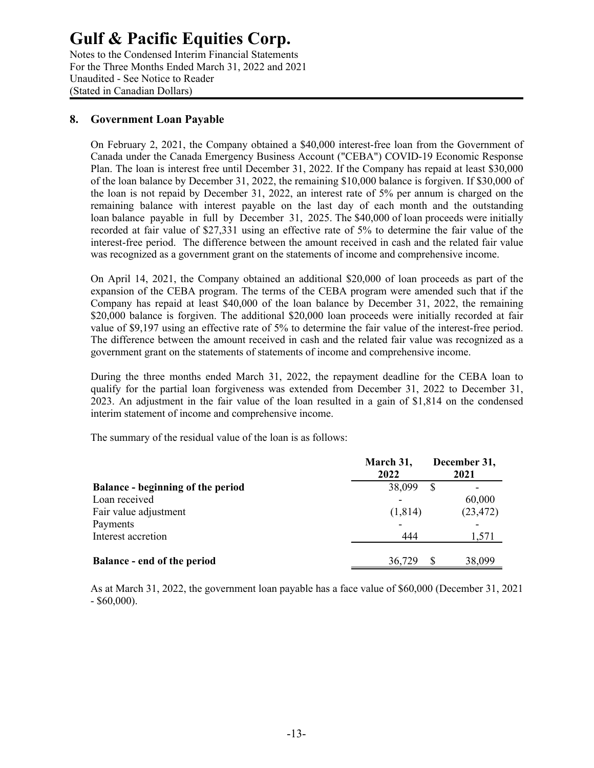# Gulf & Pacific Equities Corp.

Notes to the Condensed Interim Financial Statements
For the Three Months Ended March 31, 2022 and 2021
Unaudited - See Notice to Reader
(Stated in Canadian Dollars)

## 8. Government Loan Payable

On February 2, 2021, the Company obtained a $40,000 interest-free loan from the Government of Canada under the Canada Emergency Business Account ("CEBA") COVID-19 Economic Response Plan. The loan is interest free until December 31, 2022. If the Company has repaid at least $30,000 of the loan balance by December 31, 2022, the remaining $10,000 balance is forgiven. If $30,000 of the loan is not repaid by December 31, 2022, an interest rate of 5% per annum is charged on the remaining balance with interest payable on the last day of each month and the outstanding loan balance payable in full by December 31, 2025. The $40,000 of loan proceeds were initially recorded at fair value of $27,331 using an effective rate of 5% to determine the fair value of the interest-free period. The difference between the amount received in cash and the related fair value was recognized as a government grant on the statements of income and comprehensive income.

On April 14, 2021, the Company obtained an additional $20,000 of loan proceeds as part of the expansion of the CEBA program. The terms of the CEBA program were amended such that if the Company has repaid at least $40,000 of the loan balance by December 31, 2022, the remaining $20,000 balance is forgiven. The additional $20,000 loan proceeds were initially recorded at fair value of $9,197 using an effective rate of 5% to determine the fair value of the interest-free period. The difference between the amount received in cash and the related fair value was recognized as a government grant on the statements of statements of income and comprehensive income.

During the three months ended March 31, 2022, the repayment deadline for the CEBA loan to qualify for the partial loan forgiveness was extended from December 31, 2022 to December 31, 2023. An adjustment in the fair value of the loan resulted in a gain of $1,814 on the condensed interim statement of income and comprehensive income.

The summary of the residual value of the loan is as follows:

| | March 31, 2022 | December 31, 2021 |
|---|---|---|
| **Balance - beginning of the period** | 38,099 | $ - |
| Loan received | - | 60,000 |
| Fair value adjustment | (1,814) | (23,472) |
| Payments | - | - |
| Interest accretion | 444 | 1,571 |
| **Balance - end of the period** | 36,729 | $ 38,099 |

As at March 31, 2022, the government loan payable has a face value of $60,000 (December 31, 2021 - $60,000).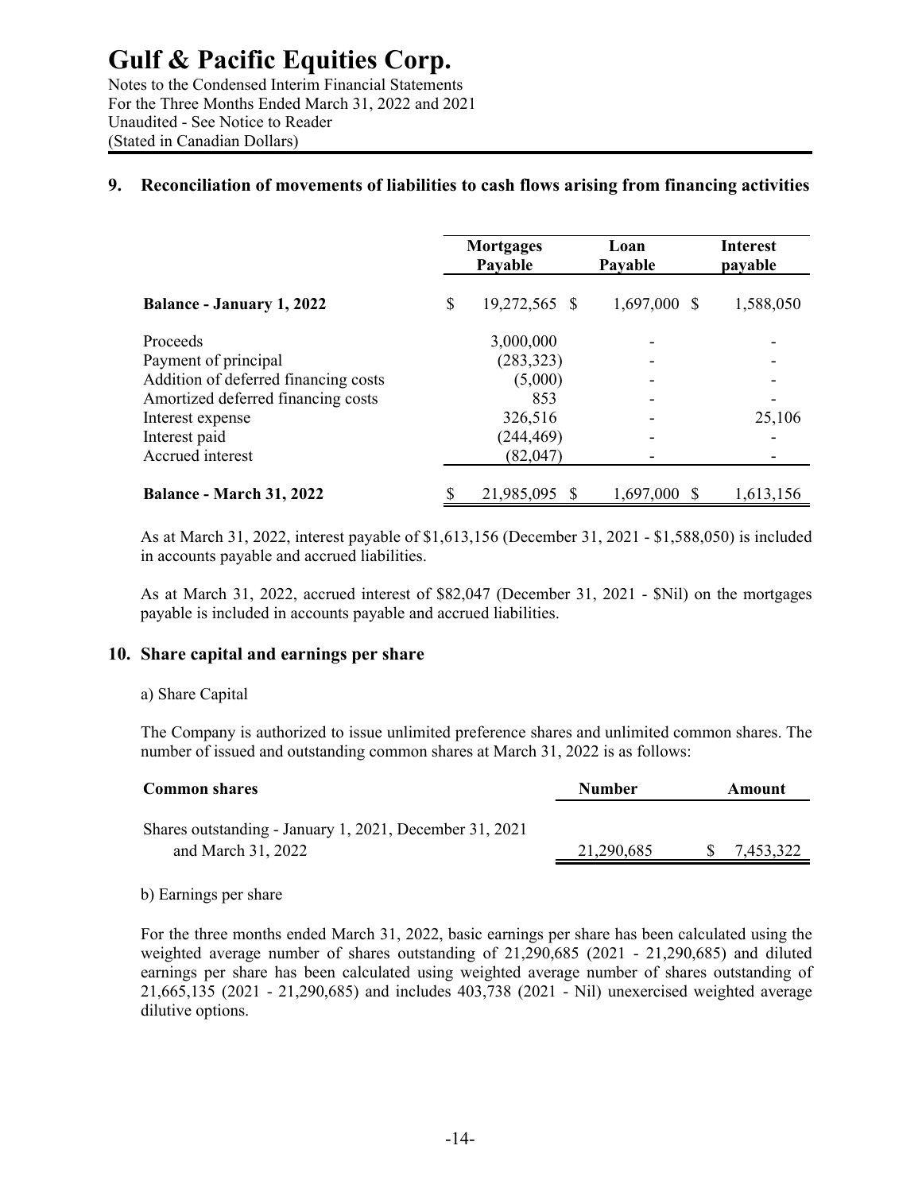# Gulf & Pacific Equities Corp.

Notes to the Condensed Interim Financial Statements
For the Three Months Ended March 31, 2022 and 2021
Unaudited - See Notice to Reader
(Stated in Canadian Dollars)

## 9. Reconciliation of movements of liabilities to cash flows arising from financing activities

| | Mortgages Payable | Loan Payable | Interest payable |
|---|---|---|---|
| **Balance - January 1, 2022** | $ 19,272,565 | $ 1,697,000 | $ 1,588,050 |
| Proceeds | 3,000,000 | - | - |
| Payment of principal | (283,323) | - | - |
| Addition of deferred financing costs | (5,000) | - | - |
| Amortized deferred financing costs | 853 | - | - |
| Interest expense | 326,516 | - | 25,106 |
| Interest paid | (244,469) | - | - |
| Accrued interest | (82,047) | - | - |
| **Balance - March 31, 2022** | $ 21,985,095 | $ 1,697,000 | $ 1,613,156 |

As at March 31, 2022, interest payable of $1,613,156 (December 31, 2021 - $1,588,050) is included in accounts payable and accrued liabilities.

As at March 31, 2022, accrued interest of $82,047 (December 31, 2021 - $Nil) on the mortgages payable is included in accounts payable and accrued liabilities.

## 10. Share capital and earnings per share

a) Share Capital

The Company is authorized to issue unlimited preference shares and unlimited common shares. The number of issued and outstanding common shares at March 31, 2022 is as follows:

| Common shares | Number | Amount |
|---|---|---|
| Shares outstanding - January 1, 2021, December 31, 2021 and March 31, 2022 | 21,290,685 | $ 7,453,322 |

b) Earnings per share

For the three months ended March 31, 2022, basic earnings per share has been calculated using the weighted average number of shares outstanding of 21,290,685 (2021 - 21,290,685) and diluted earnings per share has been calculated using weighted average number of shares outstanding of 21,665,135 (2021 - 21,290,685) and includes 403,738 (2021 - Nil) unexercised weighted average dilutive options.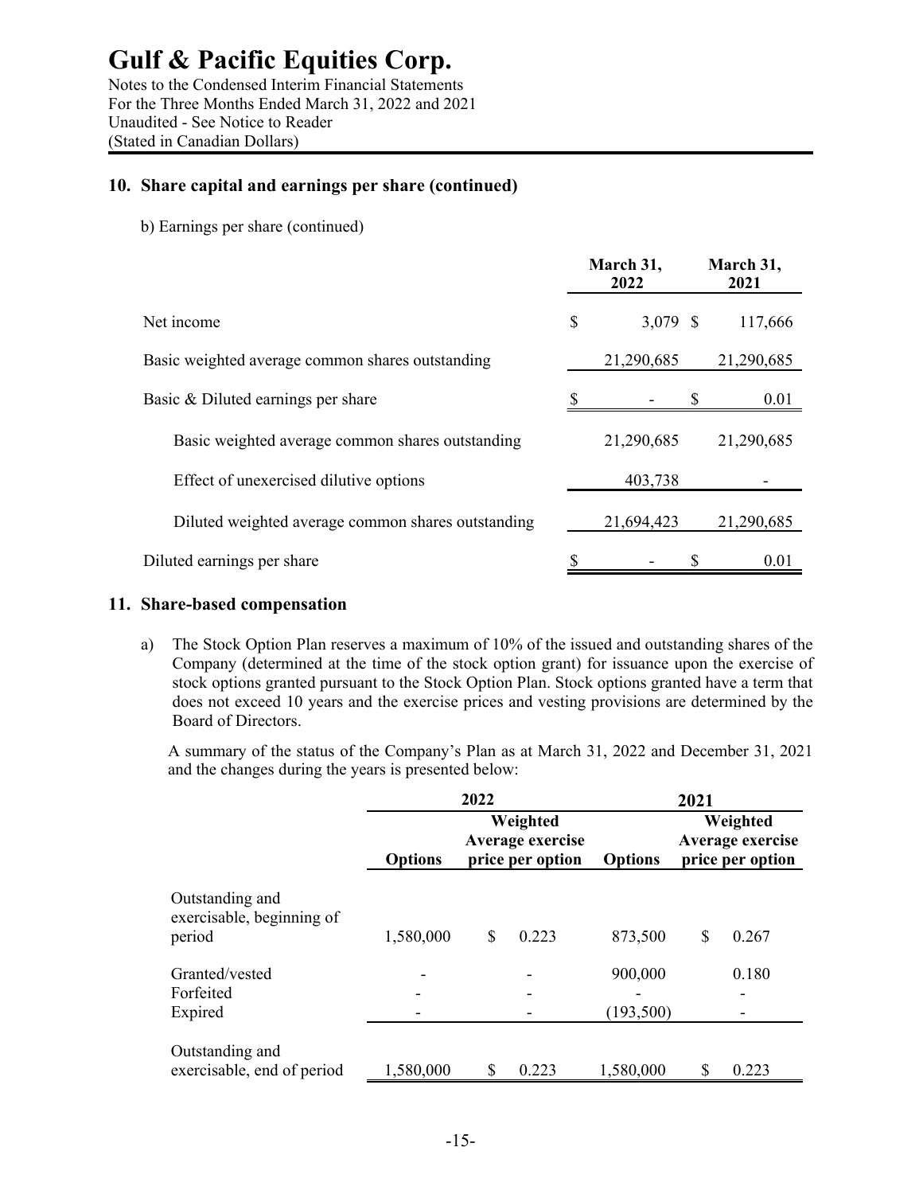# Gulf & Pacific Equities Corp.

Notes to the Condensed Interim Financial Statements
For the Three Months Ended March 31, 2022 and 2021
Unaudited - See Notice to Reader
(Stated in Canadian Dollars)

## 10. Share capital and earnings per share (continued)

b) Earnings per share (continued)

| | March 31, 2022 | March 31, 2021 |
|---|---|---|
| Net income | $ 3,079 | $ 117,666 |
| Basic weighted average common shares outstanding | 21,290,685 | 21,290,685 |
| Basic & Diluted earnings per share | $ - | $ 0.01 |
| Basic weighted average common shares outstanding | 21,290,685 | 21,290,685 |
| Effect of unexercised dilutive options | 403,738 | - |
| Diluted weighted average common shares outstanding | 21,694,423 | 21,290,685 |
| Diluted earnings per share | $ - | $ 0.01 |

## 11. Share-based compensation

a) The Stock Option Plan reserves a maximum of 10% of the issued and outstanding shares of the Company (determined at the time of the stock option grant) for issuance upon the exercise of stock options granted pursuant to the Stock Option Plan. Stock options granted have a term that does not exceed 10 years and the exercise prices and vesting provisions are determined by the Board of Directors.

A summary of the status of the Company's Plan as at March 31, 2022 and December 31, 2021 and the changes during the years is presented below:

| | 2022 | | 2021 | |
|---|---|---|---|---|
| | Options | Weighted Average exercise price per option | Options | Weighted Average exercise price per option |
| Outstanding and exercisable, beginning of period | 1,580,000 | $ 0.223 | 873,500 | $ 0.267 |
| Granted/vested | - | - | 900,000 | 0.180 |
| Forfeited | - | - | - | - |
| Expired | - | - | (193,500) | - |
| Outstanding and exercisable, end of period | 1,580,000 | $ 0.223 | 1,580,000 | $ 0.223 |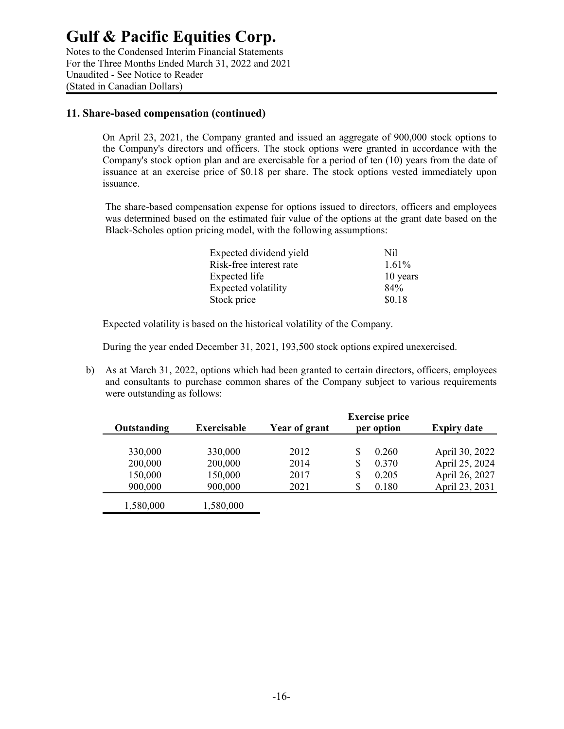## 11. Share-based compensation (continued)

On April 23, 2021, the Company granted and issued an aggregate of 900,000 stock options to the Company's directors and officers. The stock options were granted in accordance with the Company's stock option plan and are exercisable for a period of ten (10) years from the date of issuance at an exercise price of $0.18 per share. The stock options vested immediately upon issuance.

The share-based compensation expense for options issued to directors, officers and employees was determined based on the estimated fair value of the options at the grant date based on the Black-Scholes option pricing model, with the following assumptions:

| | |
|---|---|
| Expected dividend yield | Nil |
| Risk-free interest rate | 1.61% |
| Expected life | 10 years |
| Expected volatility | 84% |
| Stock price | $0.18 |

Expected volatility is based on the historical volatility of the Company.

During the year ended December 31, 2021, 193,500 stock options expired unexercised.

b) As at March 31, 2022, options which had been granted to certain directors, officers, employees and consultants to purchase common shares of the Company subject to various requirements were outstanding as follows:

| Outstanding | Exercisable | Year of grant | Exercise price per option | Expiry date |
|---|---|---|---|---|
| 330,000 | 330,000 | 2012 | $ 0.260 | April 30, 2022 |
| 200,000 | 200,000 | 2014 | $ 0.370 | April 25, 2024 |
| 150,000 | 150,000 | 2017 | $ 0.205 | April 26, 2027 |
| 900,000 | 900,000 | 2021 | $ 0.180 | April 23, 2031 |
| 1,580,000 | 1,580,000 | | | |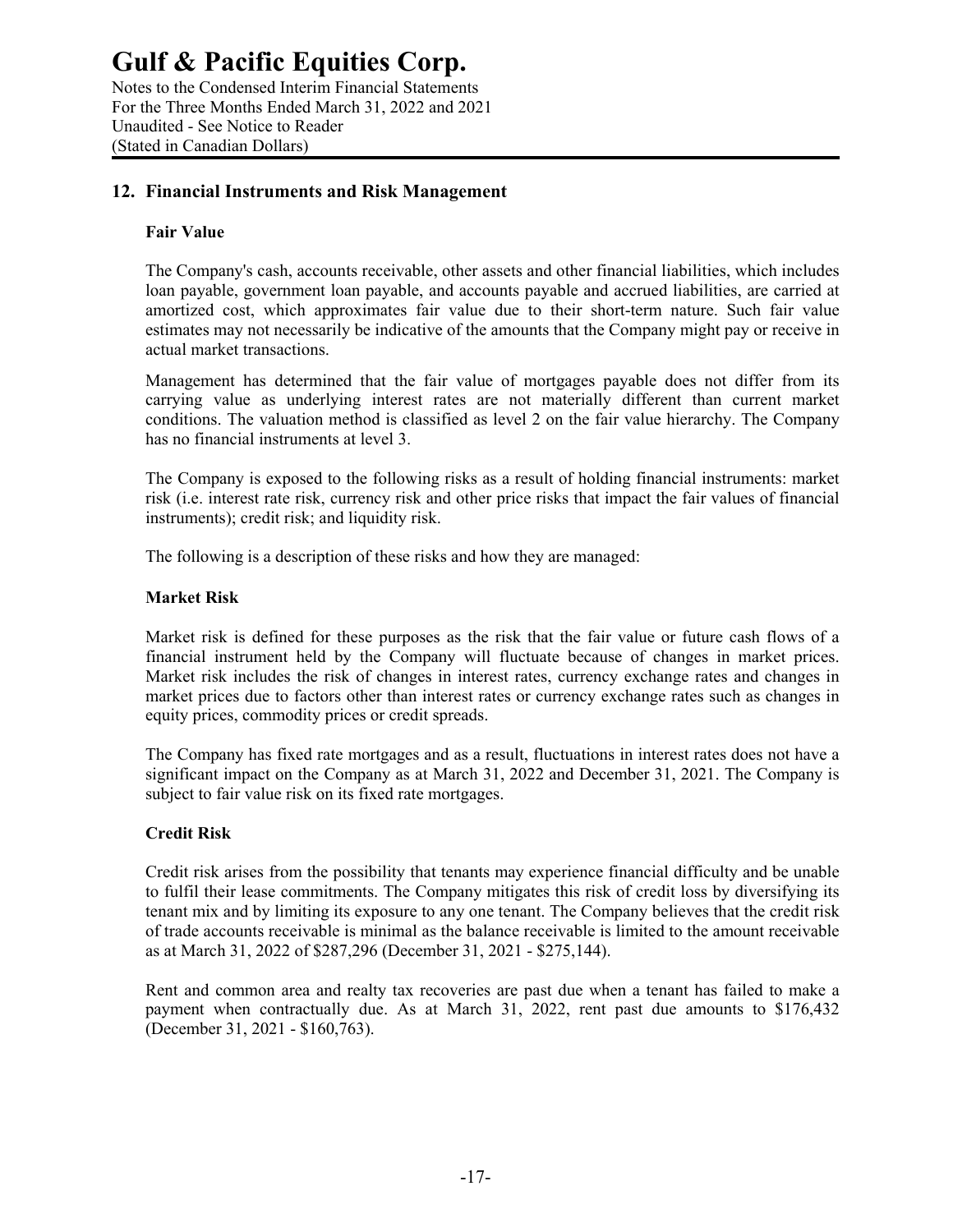## 12. Financial Instruments and Risk Management

### Fair Value

The Company's cash, accounts receivable, other assets and other financial liabilities, which includes loan payable, government loan payable, and accounts payable and accrued liabilities, are carried at amortized cost, which approximates fair value due to their short-term nature. Such fair value estimates may not necessarily be indicative of the amounts that the Company might pay or receive in actual market transactions.

Management has determined that the fair value of mortgages payable does not differ from its carrying value as underlying interest rates are not materially different than current market conditions. The valuation method is classified as level 2 on the fair value hierarchy. The Company has no financial instruments at level 3.

The Company is exposed to the following risks as a result of holding financial instruments: market risk (i.e. interest rate risk, currency risk and other price risks that impact the fair values of financial instruments); credit risk; and liquidity risk.

The following is a description of these risks and how they are managed:

### Market Risk

Market risk is defined for these purposes as the risk that the fair value or future cash flows of a financial instrument held by the Company will fluctuate because of changes in market prices. Market risk includes the risk of changes in interest rates, currency exchange rates and changes in market prices due to factors other than interest rates or currency exchange rates such as changes in equity prices, commodity prices or credit spreads.

The Company has fixed rate mortgages and as a result, fluctuations in interest rates does not have a significant impact on the Company as at March 31, 2022 and December 31, 2021. The Company is subject to fair value risk on its fixed rate mortgages.

### Credit Risk

Credit risk arises from the possibility that tenants may experience financial difficulty and be unable to fulfil their lease commitments. The Company mitigates this risk of credit loss by diversifying its tenant mix and by limiting its exposure to any one tenant. The Company believes that the credit risk of trade accounts receivable is minimal as the balance receivable is limited to the amount receivable as at March 31, 2022 of $287,296 (December 31, 2021 - $275,144).

Rent and common area and realty tax recoveries are past due when a tenant has failed to make a payment when contractually due. As at March 31, 2022, rent past due amounts to $176,432 (December 31, 2021 - $160,763).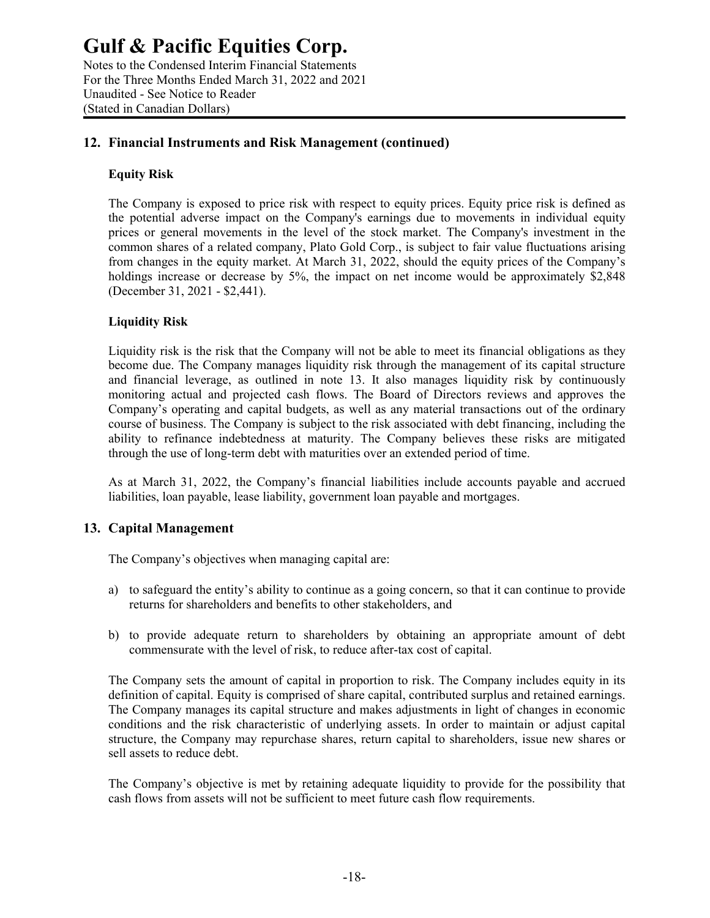## 12. Financial Instruments and Risk Management (continued)

### Equity Risk

The Company is exposed to price risk with respect to equity prices. Equity price risk is defined as the potential adverse impact on the Company's earnings due to movements in individual equity prices or general movements in the level of the stock market. The Company's investment in the common shares of a related company, Plato Gold Corp., is subject to fair value fluctuations arising from changes in the equity market. At March 31, 2022, should the equity prices of the Company's holdings increase or decrease by 5%, the impact on net income would be approximately $2,848 (December 31, 2021 - $2,441).

### Liquidity Risk

Liquidity risk is the risk that the Company will not be able to meet its financial obligations as they become due. The Company manages liquidity risk through the management of its capital structure and financial leverage, as outlined in note 13. It also manages liquidity risk by continuously monitoring actual and projected cash flows. The Board of Directors reviews and approves the Company's operating and capital budgets, as well as any material transactions out of the ordinary course of business. The Company is subject to the risk associated with debt financing, including the ability to refinance indebtedness at maturity. The Company believes these risks are mitigated through the use of long-term debt with maturities over an extended period of time.

As at March 31, 2022, the Company's financial liabilities include accounts payable and accrued liabilities, loan payable, lease liability, government loan payable and mortgages.

## 13. Capital Management

The Company's objectives when managing capital are:

a) to safeguard the entity's ability to continue as a going concern, so that it can continue to provide returns for shareholders and benefits to other stakeholders, and

b) to provide adequate return to shareholders by obtaining an appropriate amount of debt commensurate with the level of risk, to reduce after-tax cost of capital.

The Company sets the amount of capital in proportion to risk. The Company includes equity in its definition of capital. Equity is comprised of share capital, contributed surplus and retained earnings. The Company manages its capital structure and makes adjustments in light of changes in economic conditions and the risk characteristic of underlying assets. In order to maintain or adjust capital structure, the Company may repurchase shares, return capital to shareholders, issue new shares or sell assets to reduce debt.

The Company's objective is met by retaining adequate liquidity to provide for the possibility that cash flows from assets will not be sufficient to meet future cash flow requirements.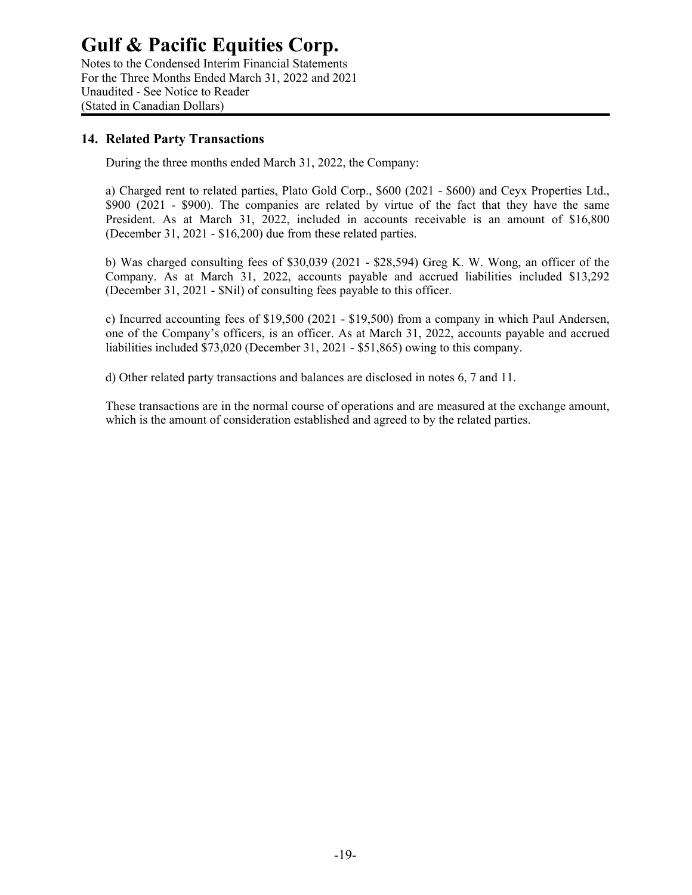## 14. Related Party Transactions

During the three months ended March 31, 2022, the Company:

a) Charged rent to related parties, Plato Gold Corp., $600 (2021 - $600) and Ceyx Properties Ltd., $900 (2021 - $900). The companies are related by virtue of the fact that they have the same President. As at March 31, 2022, included in accounts receivable is an amount of $16,800 (December 31, 2021 - $16,200) due from these related parties.

b) Was charged consulting fees of $30,039 (2021 - $28,594) Greg K. W. Wong, an officer of the Company. As at March 31, 2022, accounts payable and accrued liabilities included $13,292 (December 31, 2021 - $Nil) of consulting fees payable to this officer.

c) Incurred accounting fees of $19,500 (2021 - $19,500) from a company in which Paul Andersen, one of the Company's officers, is an officer. As at March 31, 2022, accounts payable and accrued liabilities included $73,020 (December 31, 2021 - $51,865) owing to this company.

d) Other related party transactions and balances are disclosed in notes 6, 7 and 11.

These transactions are in the normal course of operations and are measured at the exchange amount, which is the amount of consideration established and agreed to by the related parties.